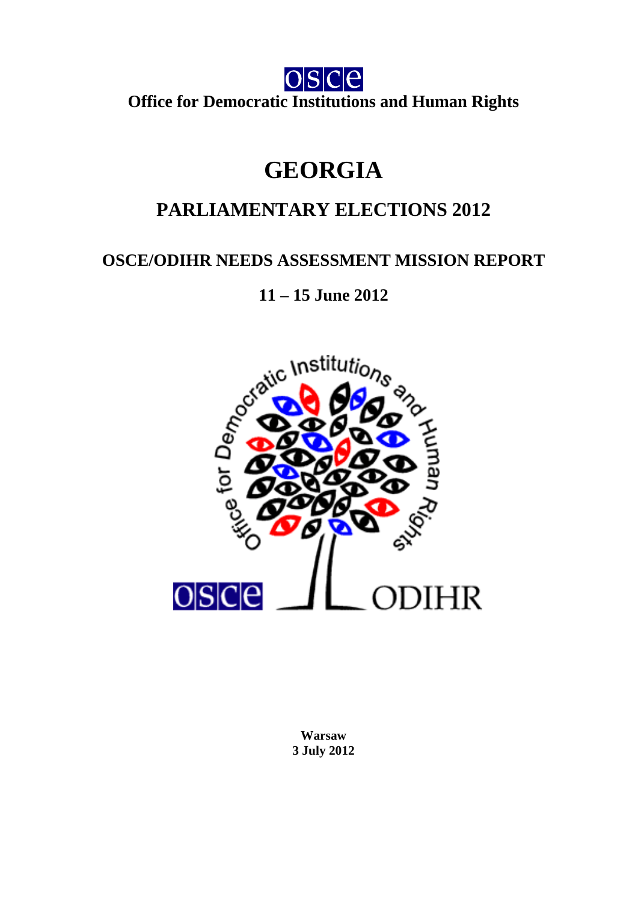OSCE

**Office for Democratic Institutions and Human Rights**

# GEORGIA

## PARLIAMENTARY ELECTIONS 2012

### OSCE/ODIHR NEEDS ASSESSMENT MISSION REPORT

**11 – 15 June 2012**

**Warsaw**
**3 July 2012**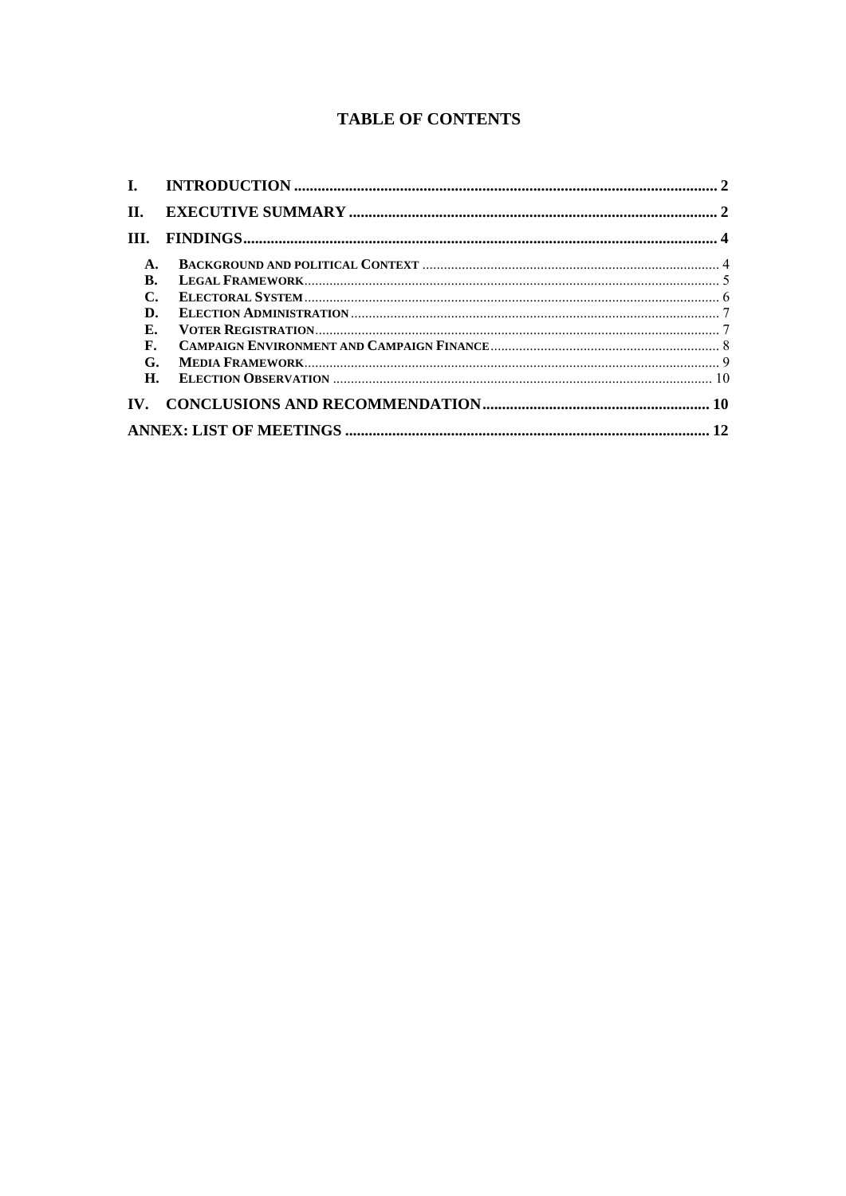## TABLE OF CONTENTS

- I. INTRODUCTION ... 2
- II. EXECUTIVE SUMMARY ... 2
- III. FINDINGS ... 4
  - A. BACKGROUND AND POLITICAL CONTEXT ... 4
  - B. LEGAL FRAMEWORK ... 5
  - C. ELECTORAL SYSTEM ... 6
  - D. ELECTION ADMINISTRATION ... 7
  - E. VOTER REGISTRATION ... 7
  - F. CAMPAIGN ENVIRONMENT AND CAMPAIGN FINANCE ... 8
  - G. MEDIA FRAMEWORK ... 9
  - H. ELECTION OBSERVATION ... 10
- IV. CONCLUSIONS AND RECOMMENDATION ... 10
- ANNEX: LIST OF MEETINGS ... 12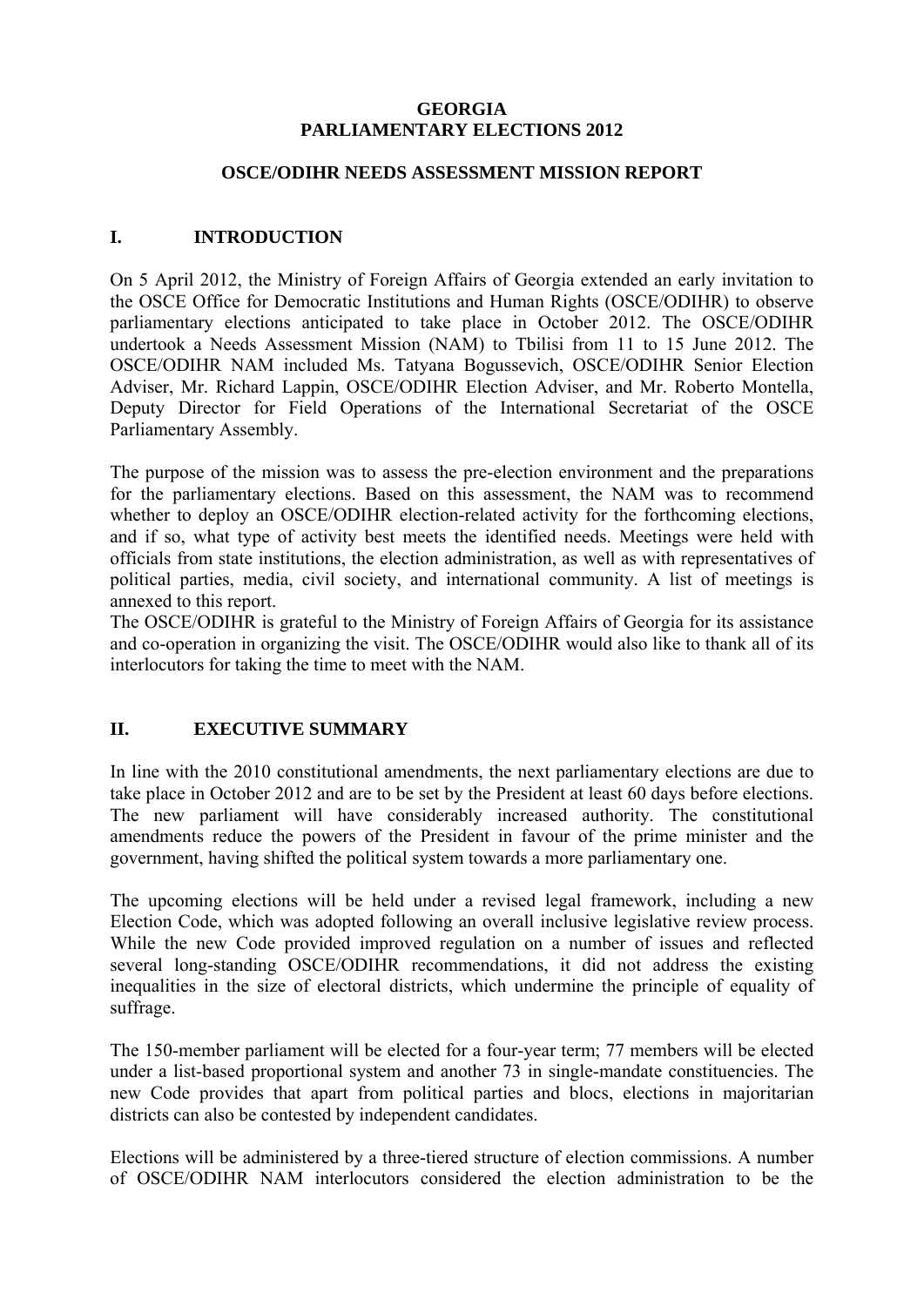**GEORGIA**
**PARLIAMENTARY ELECTIONS 2012**

**OSCE/ODIHR NEEDS ASSESSMENT MISSION REPORT**

## I. INTRODUCTION

On 5 April 2012, the Ministry of Foreign Affairs of Georgia extended an early invitation to the OSCE Office for Democratic Institutions and Human Rights (OSCE/ODIHR) to observe parliamentary elections anticipated to take place in October 2012. The OSCE/ODIHR undertook a Needs Assessment Mission (NAM) to Tbilisi from 11 to 15 June 2012. The OSCE/ODIHR NAM included Ms. Tatyana Bogussevich, OSCE/ODIHR Senior Election Adviser, Mr. Richard Lappin, OSCE/ODIHR Election Adviser, and Mr. Roberto Montella, Deputy Director for Field Operations of the International Secretariat of the OSCE Parliamentary Assembly.

The purpose of the mission was to assess the pre-election environment and the preparations for the parliamentary elections. Based on this assessment, the NAM was to recommend whether to deploy an OSCE/ODIHR election-related activity for the forthcoming elections, and if so, what type of activity best meets the identified needs. Meetings were held with officials from state institutions, the election administration, as well as with representatives of political parties, media, civil society, and international community. A list of meetings is annexed to this report.

The OSCE/ODIHR is grateful to the Ministry of Foreign Affairs of Georgia for its assistance and co-operation in organizing the visit. The OSCE/ODIHR would also like to thank all of its interlocutors for taking the time to meet with the NAM.

## II. EXECUTIVE SUMMARY

In line with the 2010 constitutional amendments, the next parliamentary elections are due to take place in October 2012 and are to be set by the President at least 60 days before elections. The new parliament will have considerably increased authority. The constitutional amendments reduce the powers of the President in favour of the prime minister and the government, having shifted the political system towards a more parliamentary one.

The upcoming elections will be held under a revised legal framework, including a new Election Code, which was adopted following an overall inclusive legislative review process. While the new Code provided improved regulation on a number of issues and reflected several long-standing OSCE/ODIHR recommendations, it did not address the existing inequalities in the size of electoral districts, which undermine the principle of equality of suffrage.

The 150-member parliament will be elected for a four-year term; 77 members will be elected under a list-based proportional system and another 73 in single-mandate constituencies. The new Code provides that apart from political parties and blocs, elections in majoritarian districts can also be contested by independent candidates.

Elections will be administered by a three-tiered structure of election commissions. A number of OSCE/ODIHR NAM interlocutors considered the election administration to be the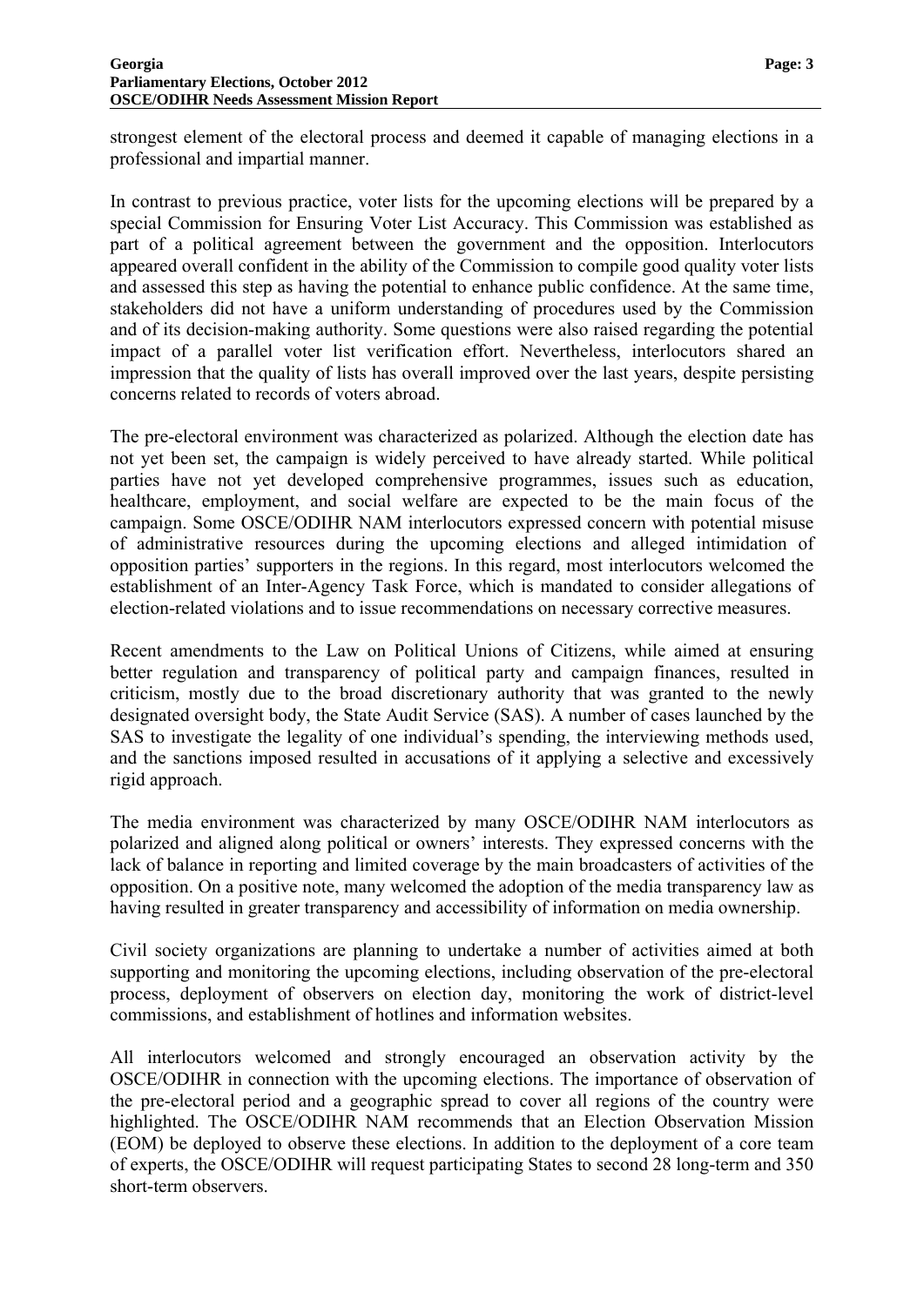strongest element of the electoral process and deemed it capable of managing elections in a professional and impartial manner.

In contrast to previous practice, voter lists for the upcoming elections will be prepared by a special Commission for Ensuring Voter List Accuracy. This Commission was established as part of a political agreement between the government and the opposition. Interlocutors appeared overall confident in the ability of the Commission to compile good quality voter lists and assessed this step as having the potential to enhance public confidence. At the same time, stakeholders did not have a uniform understanding of procedures used by the Commission and of its decision-making authority. Some questions were also raised regarding the potential impact of a parallel voter list verification effort. Nevertheless, interlocutors shared an impression that the quality of lists has overall improved over the last years, despite persisting concerns related to records of voters abroad.

The pre-electoral environment was characterized as polarized. Although the election date has not yet been set, the campaign is widely perceived to have already started. While political parties have not yet developed comprehensive programmes, issues such as education, healthcare, employment, and social welfare are expected to be the main focus of the campaign. Some OSCE/ODIHR NAM interlocutors expressed concern with potential misuse of administrative resources during the upcoming elections and alleged intimidation of opposition parties' supporters in the regions. In this regard, most interlocutors welcomed the establishment of an Inter-Agency Task Force, which is mandated to consider allegations of election-related violations and to issue recommendations on necessary corrective measures.

Recent amendments to the Law on Political Unions of Citizens, while aimed at ensuring better regulation and transparency of political party and campaign finances, resulted in criticism, mostly due to the broad discretionary authority that was granted to the newly designated oversight body, the State Audit Service (SAS). A number of cases launched by the SAS to investigate the legality of one individual's spending, the interviewing methods used, and the sanctions imposed resulted in accusations of it applying a selective and excessively rigid approach.

The media environment was characterized by many OSCE/ODIHR NAM interlocutors as polarized and aligned along political or owners' interests. They expressed concerns with the lack of balance in reporting and limited coverage by the main broadcasters of activities of the opposition. On a positive note, many welcomed the adoption of the media transparency law as having resulted in greater transparency and accessibility of information on media ownership.

Civil society organizations are planning to undertake a number of activities aimed at both supporting and monitoring the upcoming elections, including observation of the pre-electoral process, deployment of observers on election day, monitoring the work of district-level commissions, and establishment of hotlines and information websites.

All interlocutors welcomed and strongly encouraged an observation activity by the OSCE/ODIHR in connection with the upcoming elections. The importance of observation of the pre-electoral period and a geographic spread to cover all regions of the country were highlighted. The OSCE/ODIHR NAM recommends that an Election Observation Mission (EOM) be deployed to observe these elections. In addition to the deployment of a core team of experts, the OSCE/ODIHR will request participating States to second 28 long-term and 350 short-term observers.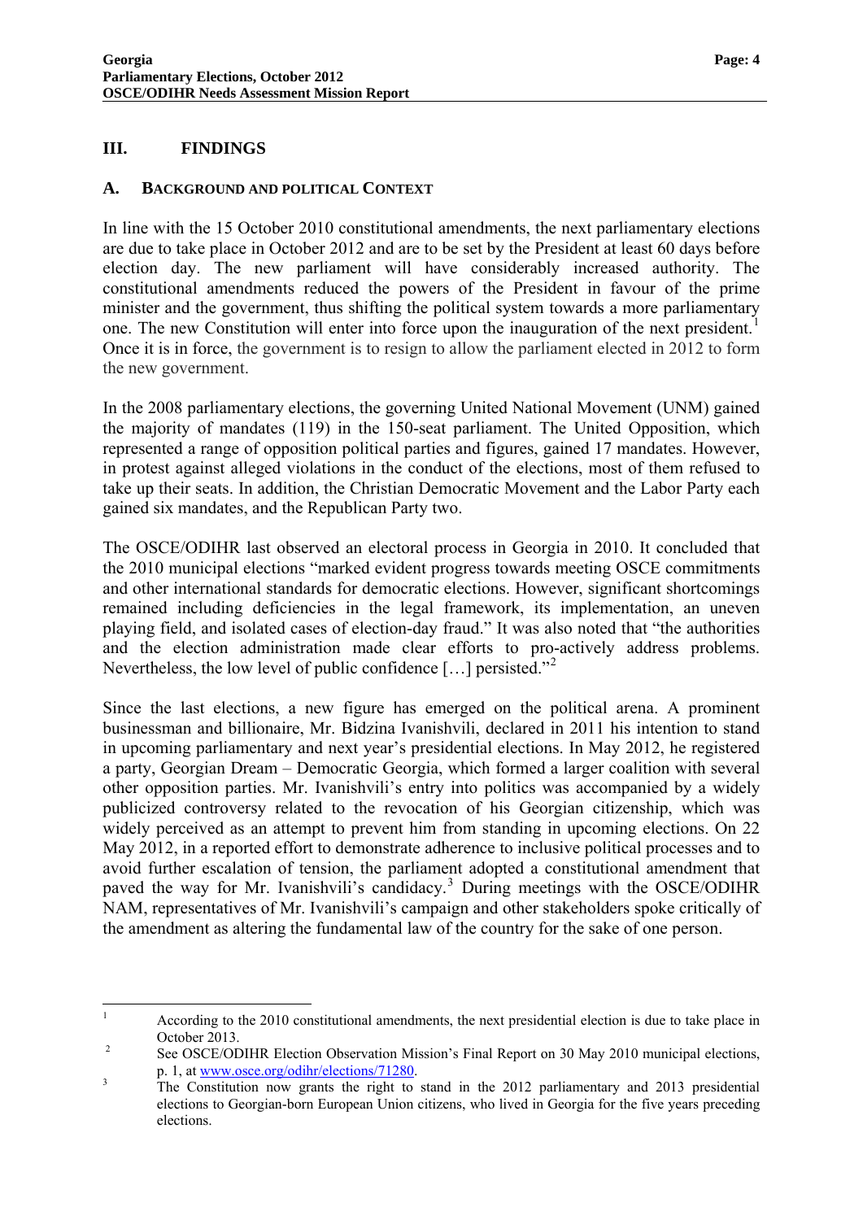## III. FINDINGS

### A. BACKGROUND AND POLITICAL CONTEXT

In line with the 15 October 2010 constitutional amendments, the next parliamentary elections are due to take place in October 2012 and are to be set by the President at least 60 days before election day. The new parliament will have considerably increased authority. The constitutional amendments reduced the powers of the President in favour of the prime minister and the government, thus shifting the political system towards a more parliamentary one. The new Constitution will enter into force upon the inauguration of the next president.[1] Once it is in force, the government is to resign to allow the parliament elected in 2012 to form the new government.

In the 2008 parliamentary elections, the governing United National Movement (UNM) gained the majority of mandates (119) in the 150-seat parliament. The United Opposition, which represented a range of opposition political parties and figures, gained 17 mandates. However, in protest against alleged violations in the conduct of the elections, most of them refused to take up their seats. In addition, the Christian Democratic Movement and the Labor Party each gained six mandates, and the Republican Party two.

The OSCE/ODIHR last observed an electoral process in Georgia in 2010. It concluded that the 2010 municipal elections "marked evident progress towards meeting OSCE commitments and other international standards for democratic elections. However, significant shortcomings remained including deficiencies in the legal framework, its implementation, an uneven playing field, and isolated cases of election-day fraud." It was also noted that "the authorities and the election administration made clear efforts to pro-actively address problems. Nevertheless, the low level of public confidence […] persisted."[2]

Since the last elections, a new figure has emerged on the political arena. A prominent businessman and billionaire, Mr. Bidzina Ivanishvili, declared in 2011 his intention to stand in upcoming parliamentary and next year's presidential elections. In May 2012, he registered a party, Georgian Dream – Democratic Georgia, which formed a larger coalition with several other opposition parties. Mr. Ivanishvili's entry into politics was accompanied by a widely publicized controversy related to the revocation of his Georgian citizenship, which was widely perceived as an attempt to prevent him from standing in upcoming elections. On 22 May 2012, in a reported effort to demonstrate adherence to inclusive political processes and to avoid further escalation of tension, the parliament adopted a constitutional amendment that paved the way for Mr. Ivanishvili's candidacy.[3] During meetings with the OSCE/ODIHR NAM, representatives of Mr. Ivanishvili's campaign and other stakeholders spoke critically of the amendment as altering the fundamental law of the country for the sake of one person.

---

[1] According to the 2010 constitutional amendments, the next presidential election is due to take place in October 2013.

[2] See OSCE/ODIHR Election Observation Mission's Final Report on 30 May 2010 municipal elections, p. 1, at www.osce.org/odihr/elections/71280.

[3] The Constitution now grants the right to stand in the 2012 parliamentary and 2013 presidential elections to Georgian-born European Union citizens, who lived in Georgia for the five years preceding elections.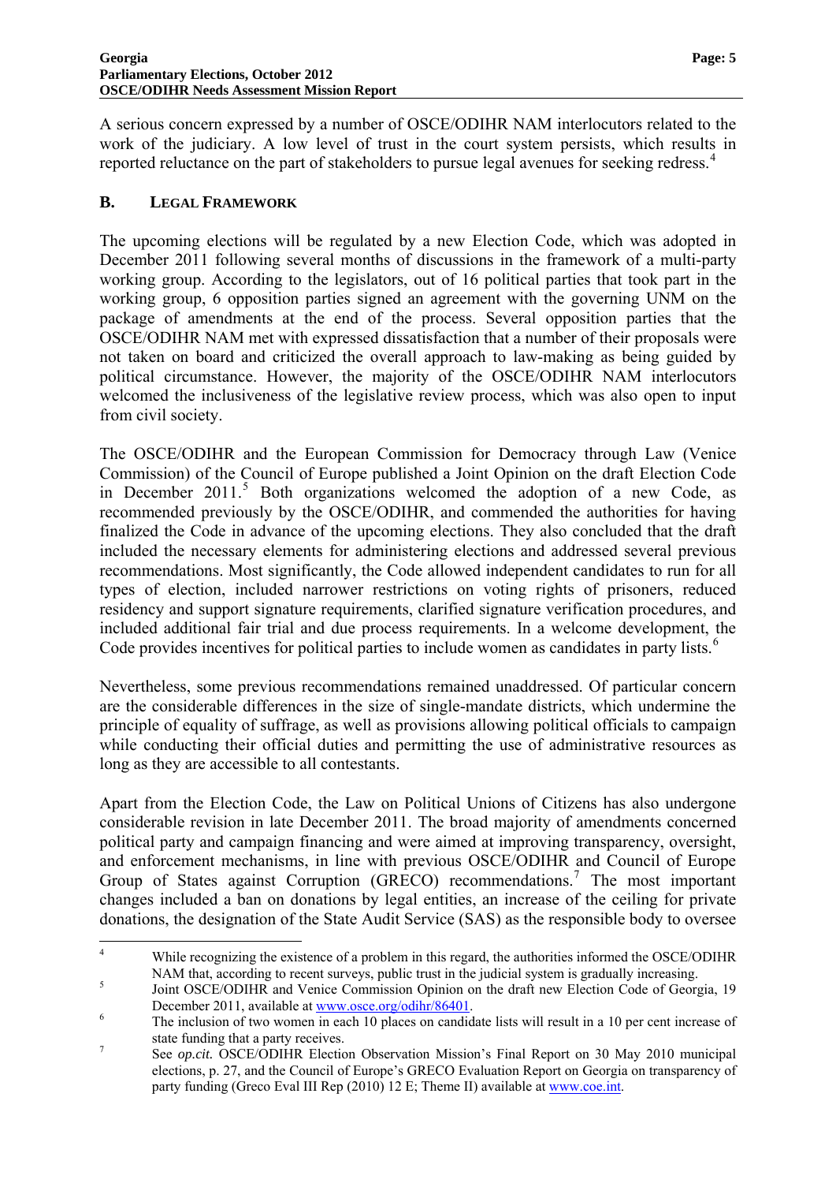A serious concern expressed by a number of OSCE/ODIHR NAM interlocutors related to the work of the judiciary. A low level of trust in the court system persists, which results in reported reluctance on the part of stakeholders to pursue legal avenues for seeking redress.[4]

## B. LEGAL FRAMEWORK

The upcoming elections will be regulated by a new Election Code, which was adopted in December 2011 following several months of discussions in the framework of a multi-party working group. According to the legislators, out of 16 political parties that took part in the working group, 6 opposition parties signed an agreement with the governing UNM on the package of amendments at the end of the process. Several opposition parties that the OSCE/ODIHR NAM met with expressed dissatisfaction that a number of their proposals were not taken on board and criticized the overall approach to law-making as being guided by political circumstance. However, the majority of the OSCE/ODIHR NAM interlocutors welcomed the inclusiveness of the legislative review process, which was also open to input from civil society.

The OSCE/ODIHR and the European Commission for Democracy through Law (Venice Commission) of the Council of Europe published a Joint Opinion on the draft Election Code in December 2011.[5] Both organizations welcomed the adoption of a new Code, as recommended previously by the OSCE/ODIHR, and commended the authorities for having finalized the Code in advance of the upcoming elections. They also concluded that the draft included the necessary elements for administering elections and addressed several previous recommendations. Most significantly, the Code allowed independent candidates to run for all types of election, included narrower restrictions on voting rights of prisoners, reduced residency and support signature requirements, clarified signature verification procedures, and included additional fair trial and due process requirements. In a welcome development, the Code provides incentives for political parties to include women as candidates in party lists.[6]

Nevertheless, some previous recommendations remained unaddressed. Of particular concern are the considerable differences in the size of single-mandate districts, which undermine the principle of equality of suffrage, as well as provisions allowing political officials to campaign while conducting their official duties and permitting the use of administrative resources as long as they are accessible to all contestants.

Apart from the Election Code, the Law on Political Unions of Citizens has also undergone considerable revision in late December 2011. The broad majority of amendments concerned political party and campaign financing and were aimed at improving transparency, oversight, and enforcement mechanisms, in line with previous OSCE/ODIHR and Council of Europe Group of States against Corruption (GRECO) recommendations.[7] The most important changes included a ban on donations by legal entities, an increase of the ceiling for private donations, the designation of the State Audit Service (SAS) as the responsible body to oversee

---

[4] While recognizing the existence of a problem in this regard, the authorities informed the OSCE/ODIHR NAM that, according to recent surveys, public trust in the judicial system is gradually increasing.

[5] Joint OSCE/ODIHR and Venice Commission Opinion on the draft new Election Code of Georgia, 19 December 2011, available at www.osce.org/odihr/86401.

[6] The inclusion of two women in each 10 places on candidate lists will result in a 10 per cent increase of state funding that a party receives.

[7] See *op.cit.* OSCE/ODIHR Election Observation Mission's Final Report on 30 May 2010 municipal elections, p. 27, and the Council of Europe's GRECO Evaluation Report on Georgia on transparency of party funding (Greco Eval III Rep (2010) 12 E; Theme II) available at www.coe.int.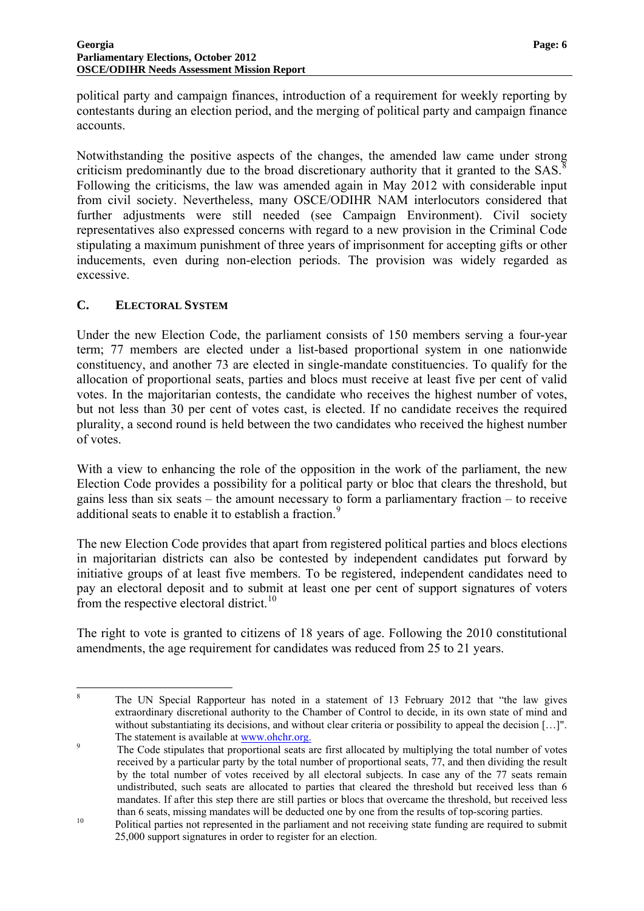political party and campaign finances, introduction of a requirement for weekly reporting by contestants during an election period, and the merging of political party and campaign finance accounts.

Notwithstanding the positive aspects of the changes, the amended law came under strong criticism predominantly due to the broad discretionary authority that it granted to the SAS.[8] Following the criticisms, the law was amended again in May 2012 with considerable input from civil society. Nevertheless, many OSCE/ODIHR NAM interlocutors considered that further adjustments were still needed (see Campaign Environment). Civil society representatives also expressed concerns with regard to a new provision in the Criminal Code stipulating a maximum punishment of three years of imprisonment for accepting gifts or other inducements, even during non-election periods. The provision was widely regarded as excessive.

## C. ELECTORAL SYSTEM

Under the new Election Code, the parliament consists of 150 members serving a four-year term; 77 members are elected under a list-based proportional system in one nationwide constituency, and another 73 are elected in single-mandate constituencies. To qualify for the allocation of proportional seats, parties and blocs must receive at least five per cent of valid votes. In the majoritarian contests, the candidate who receives the highest number of votes, but not less than 30 per cent of votes cast, is elected. If no candidate receives the required plurality, a second round is held between the two candidates who received the highest number of votes.

With a view to enhancing the role of the opposition in the work of the parliament, the new Election Code provides a possibility for a political party or bloc that clears the threshold, but gains less than six seats – the amount necessary to form a parliamentary fraction – to receive additional seats to enable it to establish a fraction.[9]

The new Election Code provides that apart from registered political parties and blocs elections in majoritarian districts can also be contested by independent candidates put forward by initiative groups of at least five members. To be registered, independent candidates need to pay an electoral deposit and to submit at least one per cent of support signatures of voters from the respective electoral district.[10]

The right to vote is granted to citizens of 18 years of age. Following the 2010 constitutional amendments, the age requirement for candidates was reduced from 25 to 21 years.

---

[8] The UN Special Rapporteur has noted in a statement of 13 February 2012 that "the law gives extraordinary discretional authority to the Chamber of Control to decide, in its own state of mind and without substantiating its decisions, and without clear criteria or possibility to appeal the decision […]". The statement is available at www.ohchr.org.

[9] The Code stipulates that proportional seats are first allocated by multiplying the total number of votes received by a particular party by the total number of proportional seats, 77, and then dividing the result by the total number of votes received by all electoral subjects. In case any of the 77 seats remain undistributed, such seats are allocated to parties that cleared the threshold but received less than 6 mandates. If after this step there are still parties or blocs that overcame the threshold, but received less than 6 seats, missing mandates will be deducted one by one from the results of top-scoring parties.

[10] Political parties not represented in the parliament and not receiving state funding are required to submit 25,000 support signatures in order to register for an election.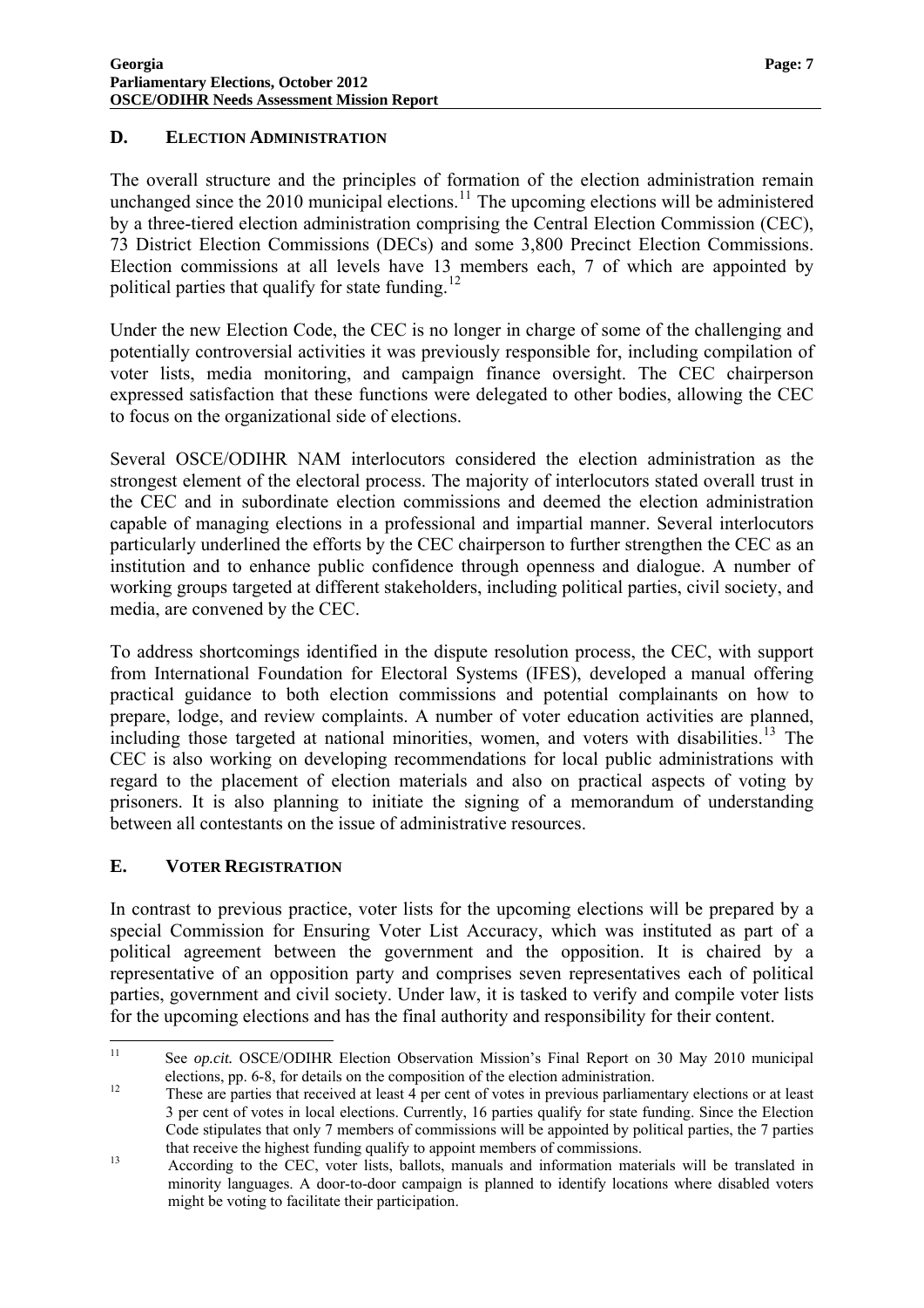## D. Election Administration

The overall structure and the principles of formation of the election administration remain unchanged since the 2010 municipal elections.[11] The upcoming elections will be administered by a three-tiered election administration comprising the Central Election Commission (CEC), 73 District Election Commissions (DECs) and some 3,800 Precinct Election Commissions. Election commissions at all levels have 13 members each, 7 of which are appointed by political parties that qualify for state funding.[12]

Under the new Election Code, the CEC is no longer in charge of some of the challenging and potentially controversial activities it was previously responsible for, including compilation of voter lists, media monitoring, and campaign finance oversight. The CEC chairperson expressed satisfaction that these functions were delegated to other bodies, allowing the CEC to focus on the organizational side of elections.

Several OSCE/ODIHR NAM interlocutors considered the election administration as the strongest element of the electoral process. The majority of interlocutors stated overall trust in the CEC and in subordinate election commissions and deemed the election administration capable of managing elections in a professional and impartial manner. Several interlocutors particularly underlined the efforts by the CEC chairperson to further strengthen the CEC as an institution and to enhance public confidence through openness and dialogue. A number of working groups targeted at different stakeholders, including political parties, civil society, and media, are convened by the CEC.

To address shortcomings identified in the dispute resolution process, the CEC, with support from International Foundation for Electoral Systems (IFES), developed a manual offering practical guidance to both election commissions and potential complainants on how to prepare, lodge, and review complaints. A number of voter education activities are planned, including those targeted at national minorities, women, and voters with disabilities.[13] The CEC is also working on developing recommendations for local public administrations with regard to the placement of election materials and also on practical aspects of voting by prisoners. It is also planning to initiate the signing of a memorandum of understanding between all contestants on the issue of administrative resources.

## E. Voter Registration

In contrast to previous practice, voter lists for the upcoming elections will be prepared by a special Commission for Ensuring Voter List Accuracy, which was instituted as part of a political agreement between the government and the opposition. It is chaired by a representative of an opposition party and comprises seven representatives each of political parties, government and civil society. Under law, it is tasked to verify and compile voter lists for the upcoming elections and has the final authority and responsibility for their content.

---

[11] See *op.cit.* OSCE/ODIHR Election Observation Mission's Final Report on 30 May 2010 municipal elections, pp. 6-8, for details on the composition of the election administration.

[12] These are parties that received at least 4 per cent of votes in previous parliamentary elections or at least 3 per cent of votes in local elections. Currently, 16 parties qualify for state funding. Since the Election Code stipulates that only 7 members of commissions will be appointed by political parties, the 7 parties that receive the highest funding qualify to appoint members of commissions.

[13] According to the CEC, voter lists, ballots, manuals and information materials will be translated in minority languages. A door-to-door campaign is planned to identify locations where disabled voters might be voting to facilitate their participation.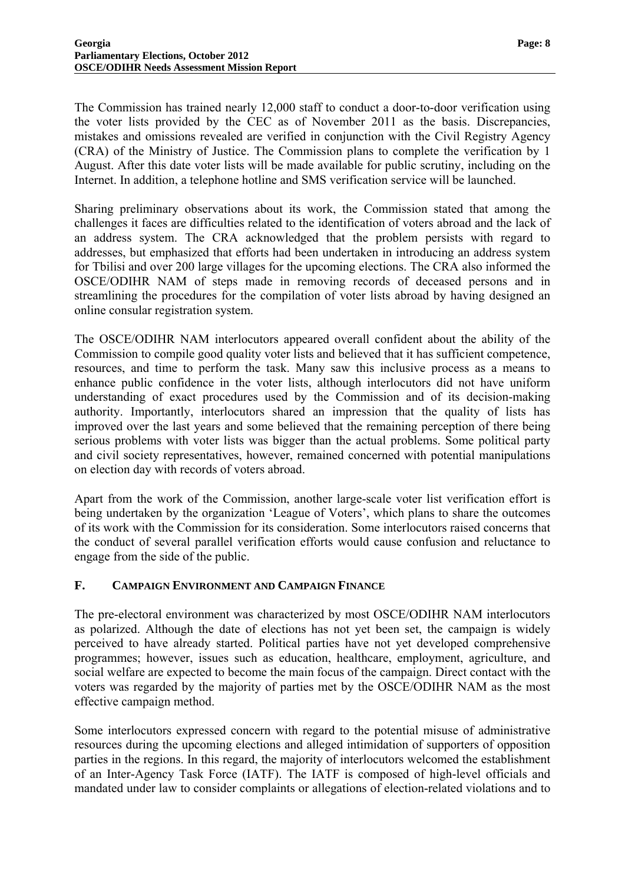The Commission has trained nearly 12,000 staff to conduct a door-to-door verification using the voter lists provided by the CEC as of November 2011 as the basis. Discrepancies, mistakes and omissions revealed are verified in conjunction with the Civil Registry Agency (CRA) of the Ministry of Justice. The Commission plans to complete the verification by 1 August. After this date voter lists will be made available for public scrutiny, including on the Internet. In addition, a telephone hotline and SMS verification service will be launched.

Sharing preliminary observations about its work, the Commission stated that among the challenges it faces are difficulties related to the identification of voters abroad and the lack of an address system. The CRA acknowledged that the problem persists with regard to addresses, but emphasized that efforts had been undertaken in introducing an address system for Tbilisi and over 200 large villages for the upcoming elections. The CRA also informed the OSCE/ODIHR NAM of steps made in removing records of deceased persons and in streamlining the procedures for the compilation of voter lists abroad by having designed an online consular registration system.

The OSCE/ODIHR NAM interlocutors appeared overall confident about the ability of the Commission to compile good quality voter lists and believed that it has sufficient competence, resources, and time to perform the task. Many saw this inclusive process as a means to enhance public confidence in the voter lists, although interlocutors did not have uniform understanding of exact procedures used by the Commission and of its decision-making authority. Importantly, interlocutors shared an impression that the quality of lists has improved over the last years and some believed that the remaining perception of there being serious problems with voter lists was bigger than the actual problems. Some political party and civil society representatives, however, remained concerned with potential manipulations on election day with records of voters abroad.

Apart from the work of the Commission, another large-scale voter list verification effort is being undertaken by the organization 'League of Voters', which plans to share the outcomes of its work with the Commission for its consideration. Some interlocutors raised concerns that the conduct of several parallel verification efforts would cause confusion and reluctance to engage from the side of the public.

## F. CAMPAIGN ENVIRONMENT AND CAMPAIGN FINANCE

The pre-electoral environment was characterized by most OSCE/ODIHR NAM interlocutors as polarized. Although the date of elections has not yet been set, the campaign is widely perceived to have already started. Political parties have not yet developed comprehensive programmes; however, issues such as education, healthcare, employment, agriculture, and social welfare are expected to become the main focus of the campaign. Direct contact with the voters was regarded by the majority of parties met by the OSCE/ODIHR NAM as the most effective campaign method.

Some interlocutors expressed concern with regard to the potential misuse of administrative resources during the upcoming elections and alleged intimidation of supporters of opposition parties in the regions. In this regard, the majority of interlocutors welcomed the establishment of an Inter-Agency Task Force (IATF). The IATF is composed of high-level officials and mandated under law to consider complaints or allegations of election-related violations and to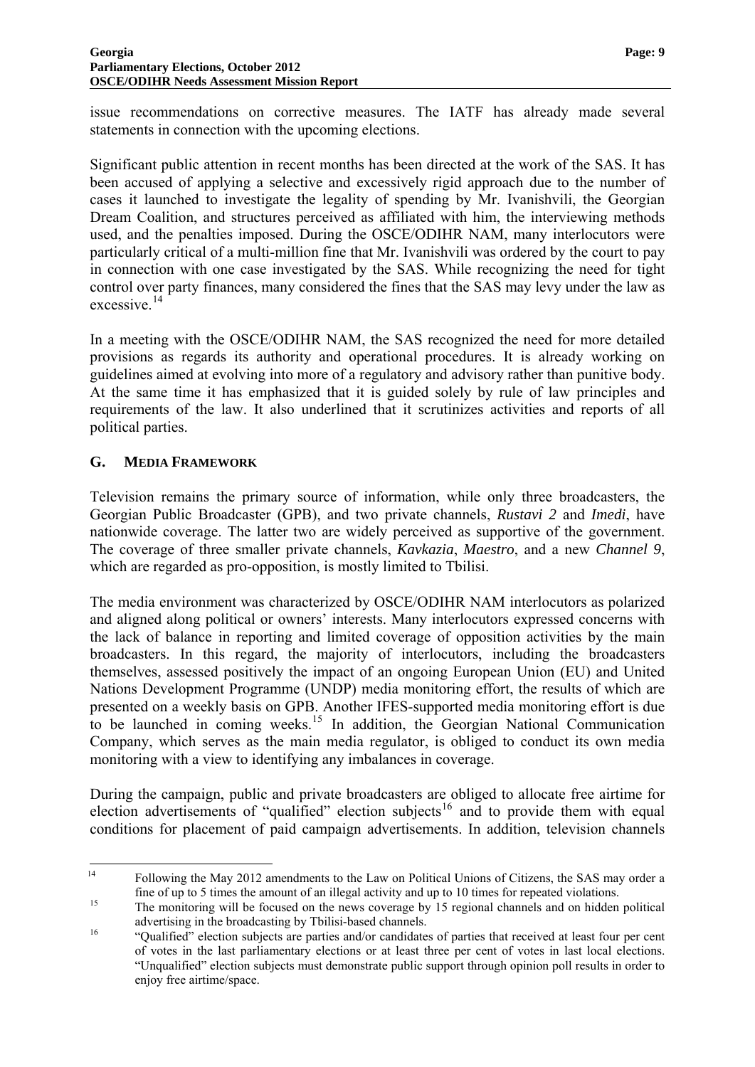issue recommendations on corrective measures. The IATF has already made several statements in connection with the upcoming elections.

Significant public attention in recent months has been directed at the work of the SAS. It has been accused of applying a selective and excessively rigid approach due to the number of cases it launched to investigate the legality of spending by Mr. Ivanishvili, the Georgian Dream Coalition, and structures perceived as affiliated with him, the interviewing methods used, and the penalties imposed. During the OSCE/ODIHR NAM, many interlocutors were particularly critical of a multi-million fine that Mr. Ivanishvili was ordered by the court to pay in connection with one case investigated by the SAS. While recognizing the need for tight control over party finances, many considered the fines that the SAS may levy under the law as excessive.[14]

In a meeting with the OSCE/ODIHR NAM, the SAS recognized the need for more detailed provisions as regards its authority and operational procedures. It is already working on guidelines aimed at evolving into more of a regulatory and advisory rather than punitive body. At the same time it has emphasized that it is guided solely by rule of law principles and requirements of the law. It also underlined that it scrutinizes activities and reports of all political parties.

## G. MEDIA FRAMEWORK

Television remains the primary source of information, while only three broadcasters, the Georgian Public Broadcaster (GPB), and two private channels, *Rustavi 2* and *Imedi*, have nationwide coverage. The latter two are widely perceived as supportive of the government. The coverage of three smaller private channels, *Kavkazia*, *Maestro*, and a new *Channel 9*, which are regarded as pro-opposition, is mostly limited to Tbilisi.

The media environment was characterized by OSCE/ODIHR NAM interlocutors as polarized and aligned along political or owners' interests. Many interlocutors expressed concerns with the lack of balance in reporting and limited coverage of opposition activities by the main broadcasters. In this regard, the majority of interlocutors, including the broadcasters themselves, assessed positively the impact of an ongoing European Union (EU) and United Nations Development Programme (UNDP) media monitoring effort, the results of which are presented on a weekly basis on GPB. Another IFES-supported media monitoring effort is due to be launched in coming weeks.[15] In addition, the Georgian National Communication Company, which serves as the main media regulator, is obliged to conduct its own media monitoring with a view to identifying any imbalances in coverage.

During the campaign, public and private broadcasters are obliged to allocate free airtime for election advertisements of "qualified" election subjects[16] and to provide them with equal conditions for placement of paid campaign advertisements. In addition, television channels

---

[14] Following the May 2012 amendments to the Law on Political Unions of Citizens, the SAS may order a fine of up to 5 times the amount of an illegal activity and up to 10 times for repeated violations.

[15] The monitoring will be focused on the news coverage by 15 regional channels and on hidden political advertising in the broadcasting by Tbilisi-based channels.

[16] "Qualified" election subjects are parties and/or candidates of parties that received at least four per cent of votes in the last parliamentary elections or at least three per cent of votes in last local elections. "Unqualified" election subjects must demonstrate public support through opinion poll results in order to enjoy free airtime/space.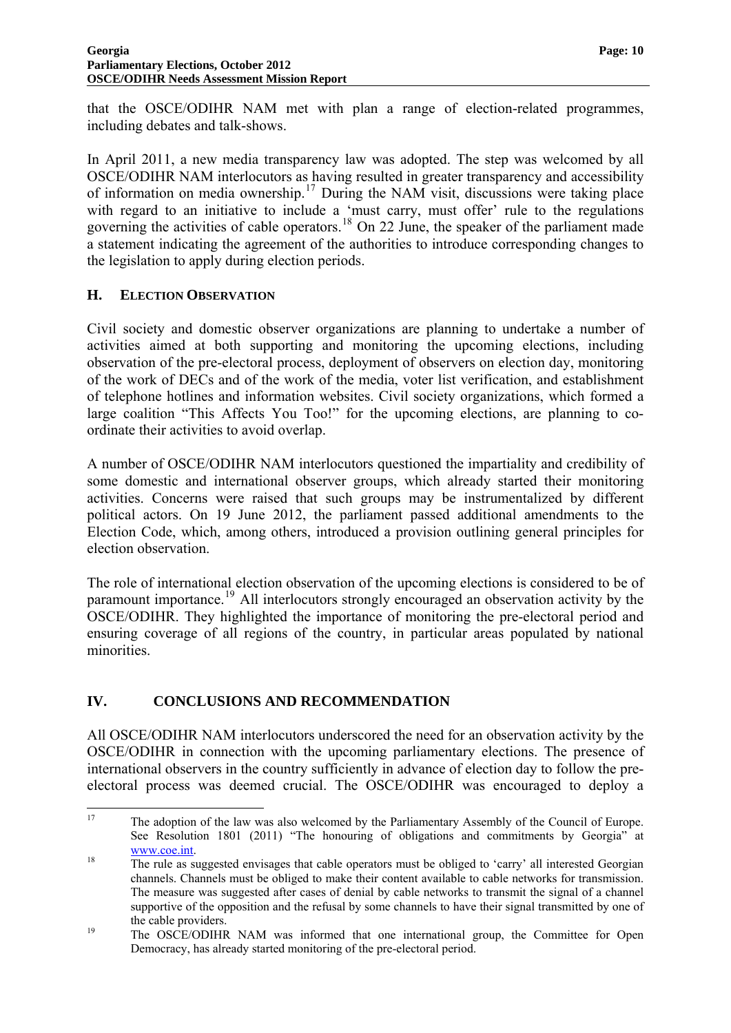that the OSCE/ODIHR NAM met with plan a range of election-related programmes, including debates and talk-shows.

In April 2011, a new media transparency law was adopted. The step was welcomed by all OSCE/ODIHR NAM interlocutors as having resulted in greater transparency and accessibility of information on media ownership.[17] During the NAM visit, discussions were taking place with regard to an initiative to include a 'must carry, must offer' rule to the regulations governing the activities of cable operators.[18] On 22 June, the speaker of the parliament made a statement indicating the agreement of the authorities to introduce corresponding changes to the legislation to apply during election periods.

### H. ELECTION OBSERVATION

Civil society and domestic observer organizations are planning to undertake a number of activities aimed at both supporting and monitoring the upcoming elections, including observation of the pre-electoral process, deployment of observers on election day, monitoring of the work of DECs and of the work of the media, voter list verification, and establishment of telephone hotlines and information websites. Civil society organizations, which formed a large coalition "This Affects You Too!" for the upcoming elections, are planning to co-ordinate their activities to avoid overlap.

A number of OSCE/ODIHR NAM interlocutors questioned the impartiality and credibility of some domestic and international observer groups, which already started their monitoring activities. Concerns were raised that such groups may be instrumentalized by different political actors. On 19 June 2012, the parliament passed additional amendments to the Election Code, which, among others, introduced a provision outlining general principles for election observation.

The role of international election observation of the upcoming elections is considered to be of paramount importance.[19] All interlocutors strongly encouraged an observation activity by the OSCE/ODIHR. They highlighted the importance of monitoring the pre-electoral period and ensuring coverage of all regions of the country, in particular areas populated by national minorities.

## IV. CONCLUSIONS AND RECOMMENDATION

All OSCE/ODIHR NAM interlocutors underscored the need for an observation activity by the OSCE/ODIHR in connection with the upcoming parliamentary elections. The presence of international observers in the country sufficiently in advance of election day to follow the pre-electoral process was deemed crucial. The OSCE/ODIHR was encouraged to deploy a

---

[17] The adoption of the law was also welcomed by the Parliamentary Assembly of the Council of Europe. See Resolution 1801 (2011) "The honouring of obligations and commitments by Georgia" at www.coe.int.

[18] The rule as suggested envisages that cable operators must be obliged to 'carry' all interested Georgian channels. Channels must be obliged to make their content available to cable networks for transmission. The measure was suggested after cases of denial by cable networks to transmit the signal of a channel supportive of the opposition and the refusal by some channels to have their signal transmitted by one of the cable providers.

[19] The OSCE/ODIHR NAM was informed that one international group, the Committee for Open Democracy, has already started monitoring of the pre-electoral period.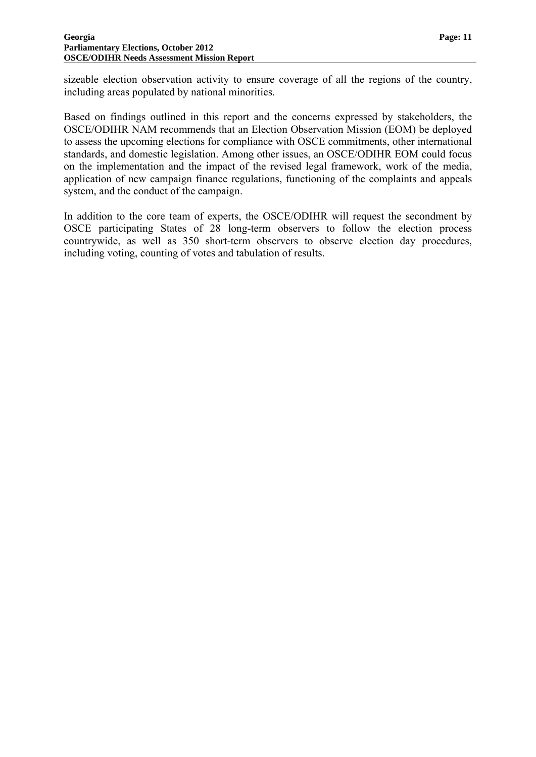sizeable election observation activity to ensure coverage of all the regions of the country, including areas populated by national minorities.

Based on findings outlined in this report and the concerns expressed by stakeholders, the OSCE/ODIHR NAM recommends that an Election Observation Mission (EOM) be deployed to assess the upcoming elections for compliance with OSCE commitments, other international standards, and domestic legislation. Among other issues, an OSCE/ODIHR EOM could focus on the implementation and the impact of the revised legal framework, work of the media, application of new campaign finance regulations, functioning of the complaints and appeals system, and the conduct of the campaign.

In addition to the core team of experts, the OSCE/ODIHR will request the secondment by OSCE participating States of 28 long-term observers to follow the election process countrywide, as well as 350 short-term observers to observe election day procedures, including voting, counting of votes and tabulation of results.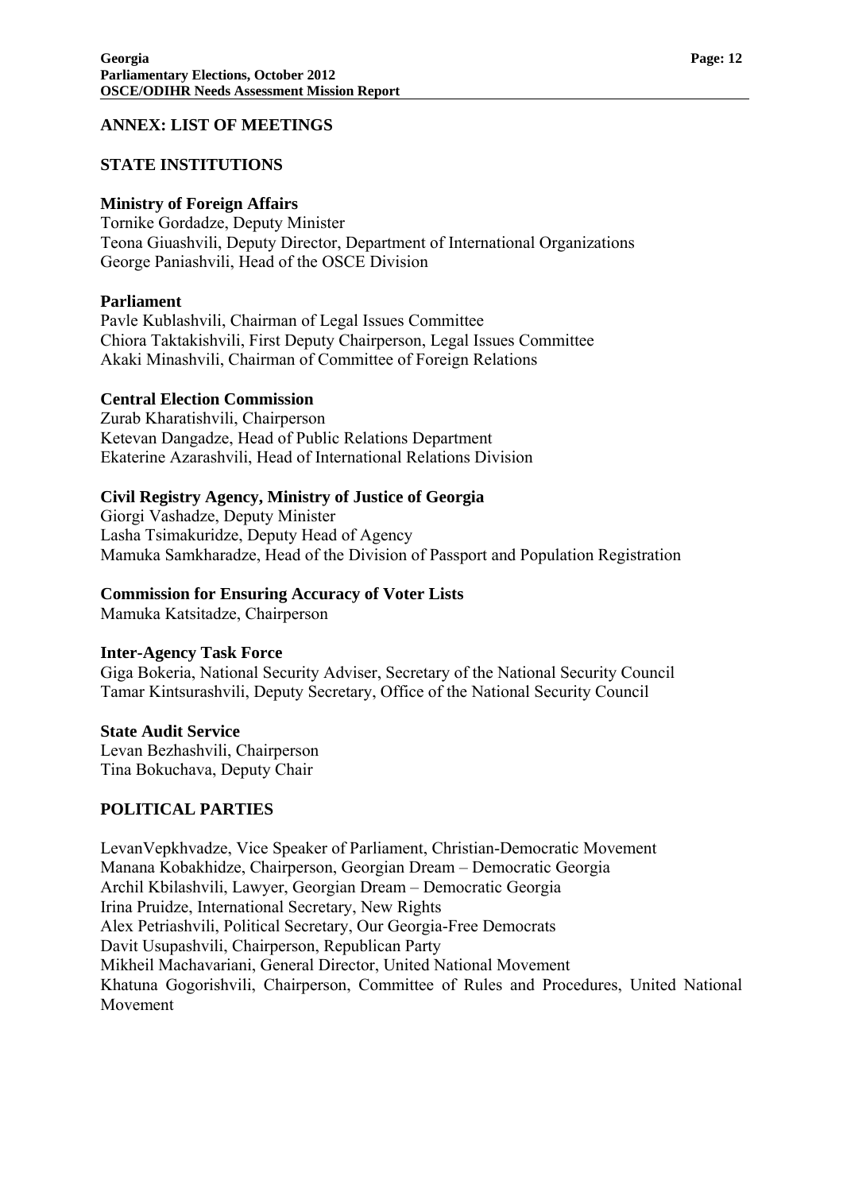## ANNEX: LIST OF MEETINGS

### STATE INSTITUTIONS

**Ministry of Foreign Affairs**
Tornike Gordadze, Deputy Minister
Teona Giuashvili, Deputy Director, Department of International Organizations
George Paniashvili, Head of the OSCE Division

**Parliament**
Pavle Kublashvili, Chairman of Legal Issues Committee
Chiora Taktakishvili, First Deputy Chairperson, Legal Issues Committee
Akaki Minashvili, Chairman of Committee of Foreign Relations

**Central Election Commission**
Zurab Kharatishvili, Chairperson
Ketevan Dangadze, Head of Public Relations Department
Ekaterine Azarashvili, Head of International Relations Division

**Civil Registry Agency, Ministry of Justice of Georgia**
Giorgi Vashadze, Deputy Minister
Lasha Tsimakuridze, Deputy Head of Agency
Mamuka Samkharadze, Head of the Division of Passport and Population Registration

**Commission for Ensuring Accuracy of Voter Lists**
Mamuka Katsitadze, Chairperson

**Inter-Agency Task Force**
Giga Bokeria, National Security Adviser, Secretary of the National Security Council
Tamar Kintsurashvili, Deputy Secretary, Office of the National Security Council

**State Audit Service**
Levan Bezhashvili, Chairperson
Tina Bokuchava, Deputy Chair

### POLITICAL PARTIES

LevanVepkhvadze, Vice Speaker of Parliament, Christian-Democratic Movement
Manana Kobakhidze, Chairperson, Georgian Dream – Democratic Georgia
Archil Kbilashvili, Lawyer, Georgian Dream – Democratic Georgia
Irina Pruidze, International Secretary, New Rights
Alex Petriashvili, Political Secretary, Our Georgia-Free Democrats
Davit Usupashvili, Chairperson, Republican Party
Mikheil Machavariani, General Director, United National Movement
Khatuna Gogorishvili, Chairperson, Committee of Rules and Procedures, United National Movement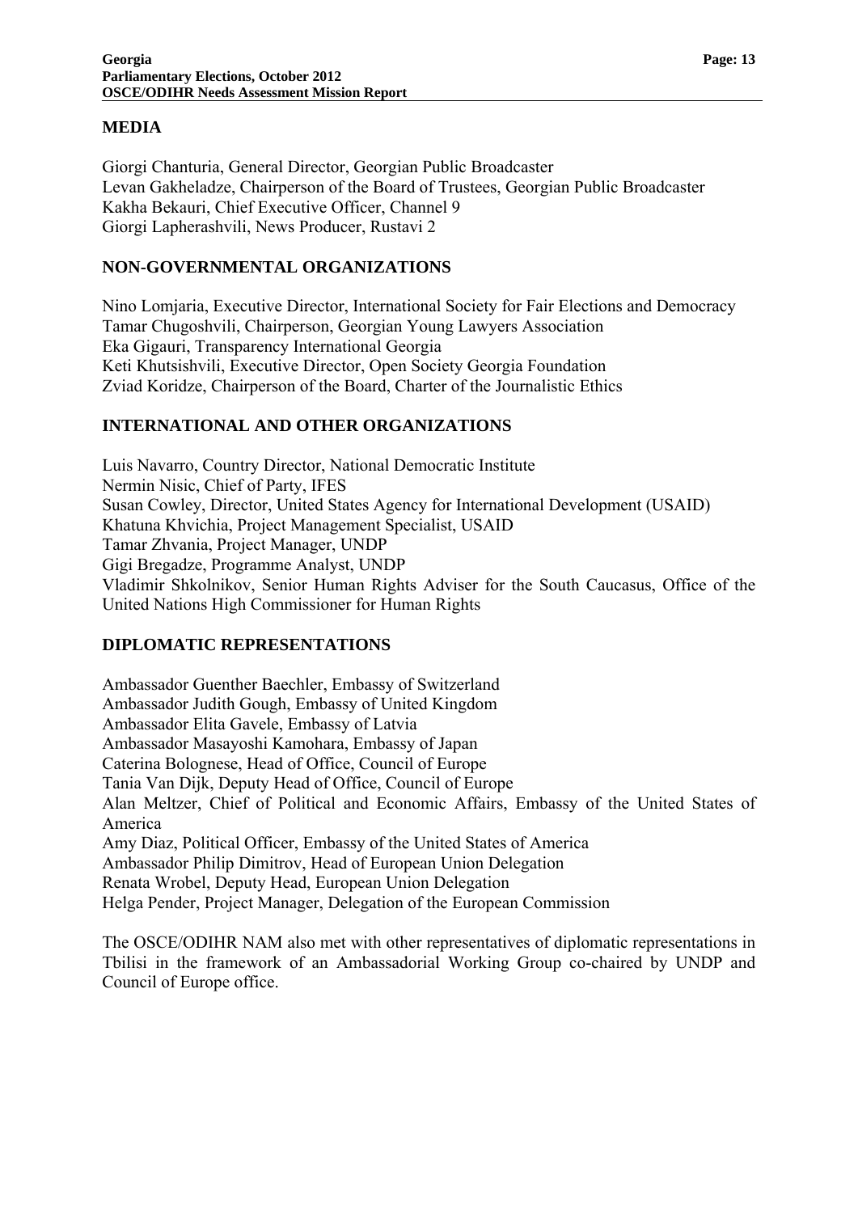## MEDIA

Giorgi Chanturia, General Director, Georgian Public Broadcaster
Levan Gakheladze, Chairperson of the Board of Trustees, Georgian Public Broadcaster
Kakha Bekauri, Chief Executive Officer, Channel 9
Giorgi Lapherashvili, News Producer, Rustavi 2

## NON-GOVERNMENTAL ORGANIZATIONS

Nino Lomjaria, Executive Director, International Society for Fair Elections and Democracy
Tamar Chugoshvili, Chairperson, Georgian Young Lawyers Association
Eka Gigauri, Transparency International Georgia
Keti Khutsishvili, Executive Director, Open Society Georgia Foundation
Zviad Koridze, Chairperson of the Board, Charter of the Journalistic Ethics

## INTERNATIONAL AND OTHER ORGANIZATIONS

Luis Navarro, Country Director, National Democratic Institute
Nermin Nisic, Chief of Party, IFES
Susan Cowley, Director, United States Agency for International Development (USAID)
Khatuna Khvichia, Project Management Specialist, USAID
Tamar Zhvania, Project Manager, UNDP
Gigi Bregadze, Programme Analyst, UNDP
Vladimir Shkolnikov, Senior Human Rights Adviser for the South Caucasus, Office of the United Nations High Commissioner for Human Rights

## DIPLOMATIC REPRESENTATIONS

Ambassador Guenther Baechler, Embassy of Switzerland
Ambassador Judith Gough, Embassy of United Kingdom
Ambassador Elita Gavele, Embassy of Latvia
Ambassador Masayoshi Kamohara, Embassy of Japan
Caterina Bolognese, Head of Office, Council of Europe
Tania Van Dijk, Deputy Head of Office, Council of Europe
Alan Meltzer, Chief of Political and Economic Affairs, Embassy of the United States of America
Amy Diaz, Political Officer, Embassy of the United States of America
Ambassador Philip Dimitrov, Head of European Union Delegation
Renata Wrobel, Deputy Head, European Union Delegation
Helga Pender, Project Manager, Delegation of the European Commission

The OSCE/ODIHR NAM also met with other representatives of diplomatic representations in Tbilisi in the framework of an Ambassadorial Working Group co-chaired by UNDP and Council of Europe office.